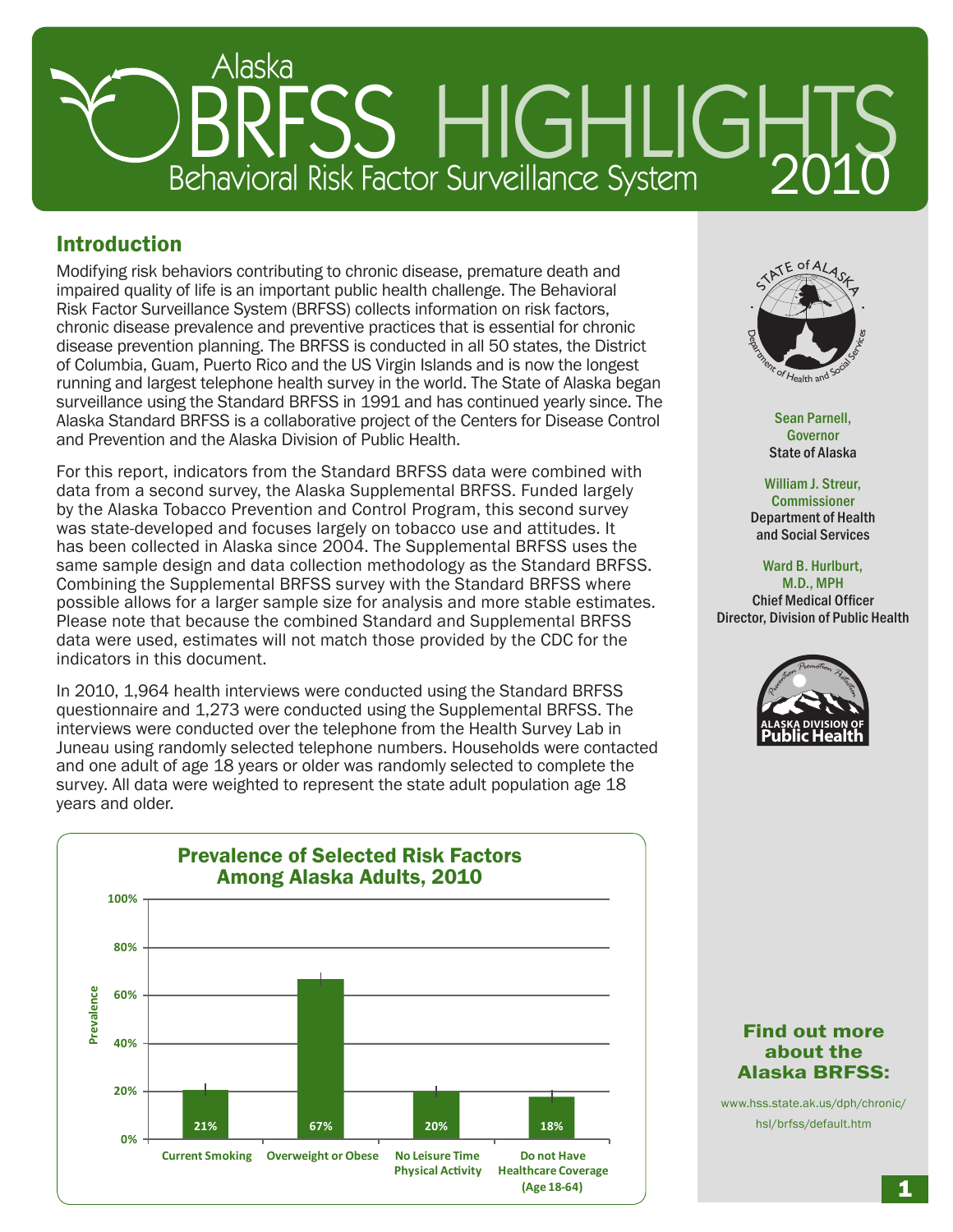# Alaska BRFSS HIGHLIGHTS 2010

Behavioral Risk Factor Surveillance System

## Introduction

Modifying risk behaviors contributing to chronic disease, premature death and impaired quality of life is an important public health challenge. The Behavioral Risk Factor Surveillance System (BRFSS) collects information on risk factors, chronic disease prevalence and preventive practices that is essential for chronic disease prevention planning. The BRFSS is conducted in all 50 states, the District of Columbia, Guam, Puerto Rico and the US Virgin Islands and is now the longest running and largest telephone health survey in the world. The State of Alaska began surveillance using the Standard BRFSS in 1991 and has continued yearly since. The Alaska Standard BRFSS is a collaborative project of the Centers for Disease Control and Prevention and the Alaska Division of Public Health.

For this report, indicators from the Standard BRFSS data were combined with data from a second survey, the Alaska Supplemental BRFSS. Funded largely by the Alaska Tobacco Prevention and Control Program, this second survey was state-developed and focuses largely on tobacco use and attitudes. It has been collected in Alaska since 2004. The Supplemental BRFSS uses the same sample design and data collection methodology as the Standard BRFSS. Combining the Supplemental BRFSS survey with the Standard BRFSS where possible allows for a larger sample size for analysis and more stable estimates. Please note that because the combined Standard and Supplemental BRFSS data were used, estimates will not match those provided by the CDC for the indicators in this document.

In 2010, 1,964 health interviews were conducted using the Standard BRFSS questionnaire and 1,273 were conducted using the Supplemental BRFSS. The interviews were conducted over the telephone from the Health Survey Lab in Juneau using randomly selected telephone numbers. Households were contacted and one adult of age 18 years or older was randomly selected to complete the survey. All data were weighted to represent the state adult population age 18 years and older.

### Prevalence of Selected Risk Factors Among Alaska Adults, 2010

| Risk Factor | Prevalence |
|---|---|
| Current Smoking | 21% |
| Overweight or Obese | 67% |
| No Leisure Time Physical Activity | 20% |
| Do not Have Healthcare Coverage (Age 18-64) | 18% |

Sean Parnell, Governor
State of Alaska

William J. Streur, Commissioner
Department of Health and Social Services

Ward B. Hurlburt, M.D., MPH
Chief Medical Officer
Director, Division of Public Health

**Find out more about the Alaska BRFSS:**

www.hss.state.ak.us/dph/chronic/hsl/brfss/default.htm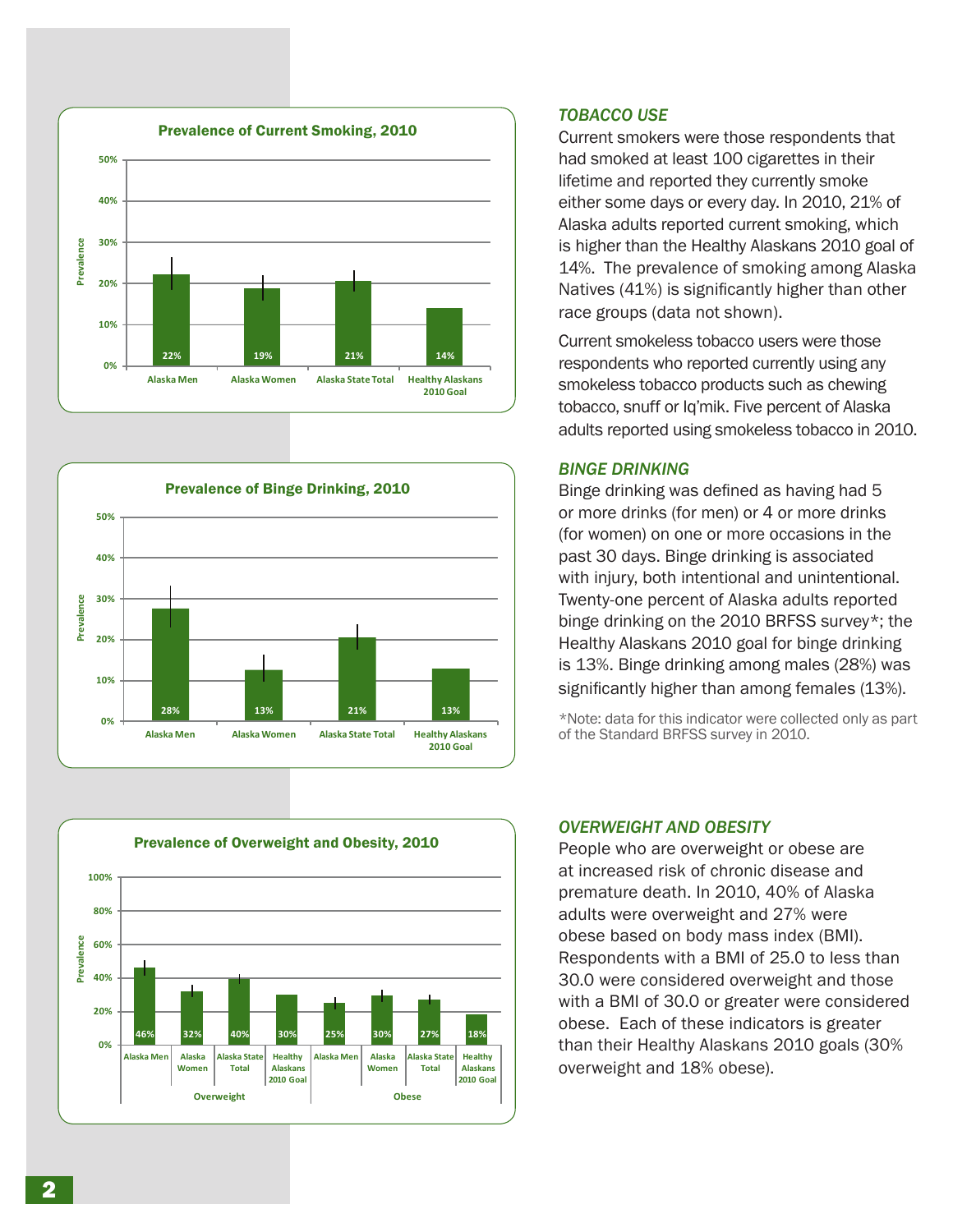**Prevalence of Current Smoking, 2010**

| | Alaska Men | Alaska Women | Alaska State Total | Healthy Alaskans 2010 Goal |
|---|---|---|---|---|
| Prevalence | 22% | 19% | 21% | 14% |

### *TOBACCO USE*

Current smokers were those respondents that had smoked at least 100 cigarettes in their lifetime and reported they currently smoke either some days or every day. In 2010, 21% of Alaska adults reported current smoking, which is higher than the Healthy Alaskans 2010 goal of 14%. The prevalence of smoking among Alaska Natives (41%) is significantly higher than other race groups (data not shown).

Current smokeless tobacco users were those respondents who reported currently using any smokeless tobacco products such as chewing tobacco, snuff or Iq'mik. Five percent of Alaska adults reported using smokeless tobacco in 2010.

**Prevalence of Binge Drinking, 2010**

| | Alaska Men | Alaska Women | Alaska State Total | Healthy Alaskans 2010 Goal |
|---|---|---|---|---|
| Prevalence | 28% | 13% | 21% | 13% |

### *BINGE DRINKING*

Binge drinking was defined as having had 5 or more drinks (for men) or 4 or more drinks (for women) on one or more occasions in the past 30 days. Binge drinking is associated with injury, both intentional and unintentional. Twenty-one percent of Alaska adults reported binge drinking on the 2010 BRFSS survey*; the Healthy Alaskans 2010 goal for binge drinking is 13%. Binge drinking among males (28%) was significantly higher than among females (13%).

*Note: data for this indicator were collected only as part of the Standard BRFSS survey in 2010.

**Prevalence of Overweight and Obesity, 2010**

| | Alaska Men | Alaska Women | Alaska State Total | Healthy Alaskans 2010 Goal |
|---|---|---|---|---|
| Overweight | 46% | 32% | 40% | 30% |
| Obese | 25% | 30% | 27% | 18% |

### *OVERWEIGHT AND OBESITY*

People who are overweight or obese are at increased risk of chronic disease and premature death. In 2010, 40% of Alaska adults were overweight and 27% were obese based on body mass index (BMI). Respondents with a BMI of 25.0 to less than 30.0 were considered overweight and those with a BMI of 30.0 or greater were considered obese. Each of these indicators is greater than their Healthy Alaskans 2010 goals (30% overweight and 18% obese).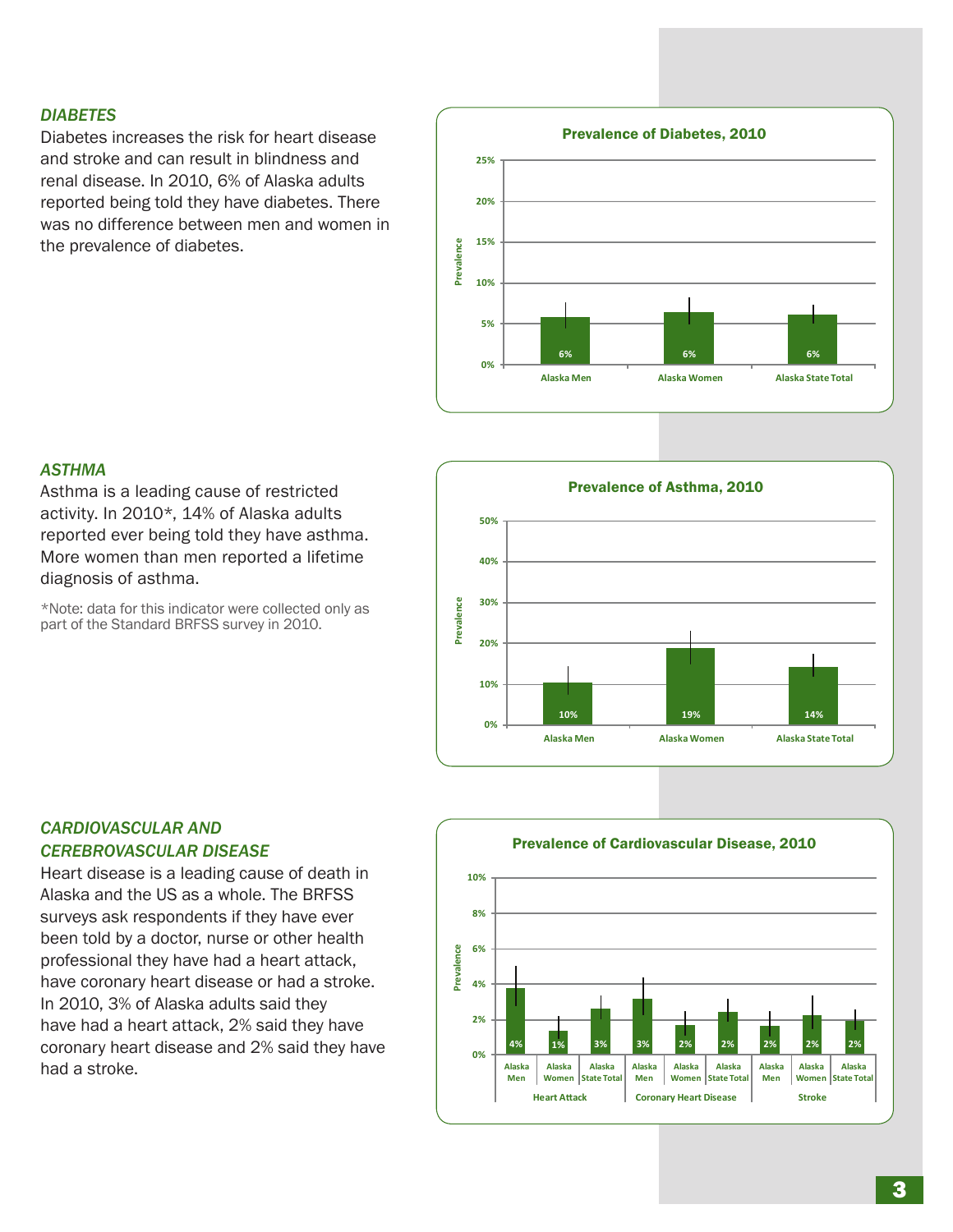### *DIABETES*

Diabetes increases the risk for heart disease and stroke and can result in blindness and renal disease. In 2010, 6% of Alaska adults reported being told they have diabetes. There was no difference between men and women in the prevalence of diabetes.

**Prevalence of Diabetes, 2010**

| | Alaska Men | Alaska Women | Alaska State Total |
|---|---|---|---|
| Prevalence | 6% | 6% | 6% |

### *ASTHMA*

Asthma is a leading cause of restricted activity. In 2010*, 14% of Alaska adults reported ever being told they have asthma. More women than men reported a lifetime diagnosis of asthma.

*Note: data for this indicator were collected only as part of the Standard BRFSS survey in 2010.

**Prevalence of Asthma, 2010**

| | Alaska Men | Alaska Women | Alaska State Total |
|---|---|---|---|
| Prevalence | 10% | 19% | 14% |

### *CARDIOVASCULAR AND CEREBROVASCULAR DISEASE*

Heart disease is a leading cause of death in Alaska and the US as a whole. The BRFSS surveys ask respondents if they have ever been told by a doctor, nurse or other health professional they have had a heart attack, have coronary heart disease or had a stroke. In 2010, 3% of Alaska adults said they have had a heart attack, 2% said they have coronary heart disease and 2% said they have had a stroke.

**Prevalence of Cardiovascular Disease, 2010**

| | Alaska Men | Alaska Women | Alaska State Total |
|---|---|---|---|
| Heart Attack | 4% | 1% | 3% |
| Coronary Heart Disease | 3% | 2% | 2% |
| Stroke | 2% | 2% | 2% |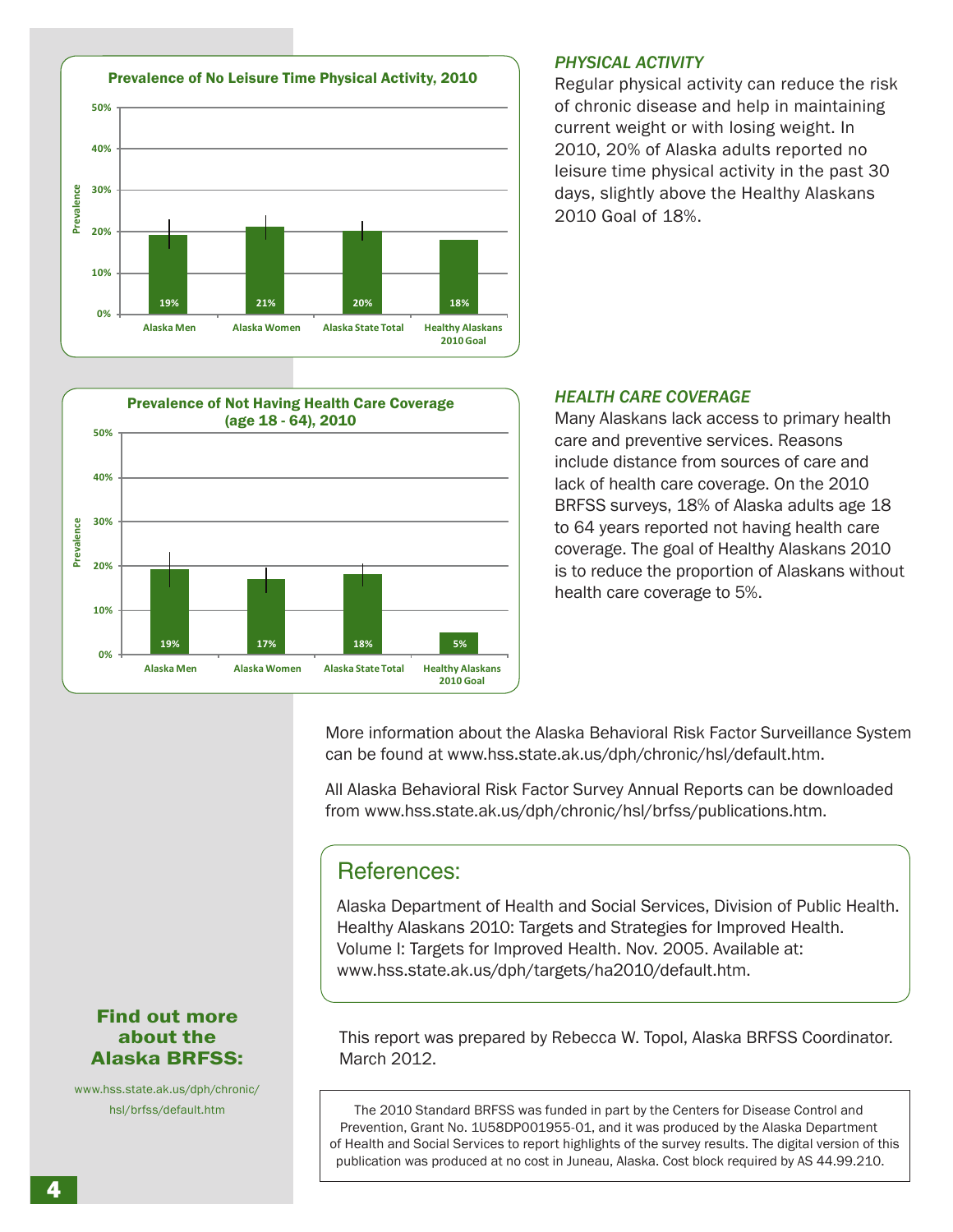**Prevalence of No Leisure Time Physical Activity, 2010**

Prevalence

50%
40%
30%
20%
10%
0%

19% Alaska Men
21% Alaska Women
20% Alaska State Total
18% Healthy Alaskans 2010 Goal

### *PHYSICAL ACTIVITY*

Regular physical activity can reduce the risk of chronic disease and help in maintaining current weight or with losing weight. In 2010, 20% of Alaska adults reported no leisure time physical activity in the past 30 days, slightly above the Healthy Alaskans 2010 Goal of 18%.

**Prevalence of Not Having Health Care Coverage (age 18 - 64), 2010**

Prevalence

50%
40%
30%
20%
10%
0%

19% Alaska Men
17% Alaska Women
18% Alaska State Total
5% Healthy Alaskans 2010 Goal

### *HEALTH CARE COVERAGE*

Many Alaskans lack access to primary health care and preventive services. Reasons include distance from sources of care and lack of health care coverage. On the 2010 BRFSS surveys, 18% of Alaska adults age 18 to 64 years reported not having health care coverage. The goal of Healthy Alaskans 2010 is to reduce the proportion of Alaskans without health care coverage to 5%.

More information about the Alaska Behavioral Risk Factor Surveillance System can be found at www.hss.state.ak.us/dph/chronic/hsl/default.htm.

All Alaska Behavioral Risk Factor Survey Annual Reports can be downloaded from www.hss.state.ak.us/dph/chronic/hsl/brfss/publications.htm.

## References:

Alaska Department of Health and Social Services, Division of Public Health. Healthy Alaskans 2010: Targets and Strategies for Improved Health. Volume I: Targets for Improved Health. Nov. 2005. Available at: www.hss.state.ak.us/dph/targets/ha2010/default.htm.

This report was prepared by Rebecca W. Topol, Alaska BRFSS Coordinator. March 2012.

The 2010 Standard BRFSS was funded in part by the Centers for Disease Control and Prevention, Grant No. 1U58DP001955-01, and it was produced by the Alaska Department of Health and Social Services to report highlights of the survey results. The digital version of this publication was produced at no cost in Juneau, Alaska. Cost block required by AS 44.99.210.

**Find out more about the Alaska BRFSS:**

www.hss.state.ak.us/dph/chronic/hsl/brfss/default.htm